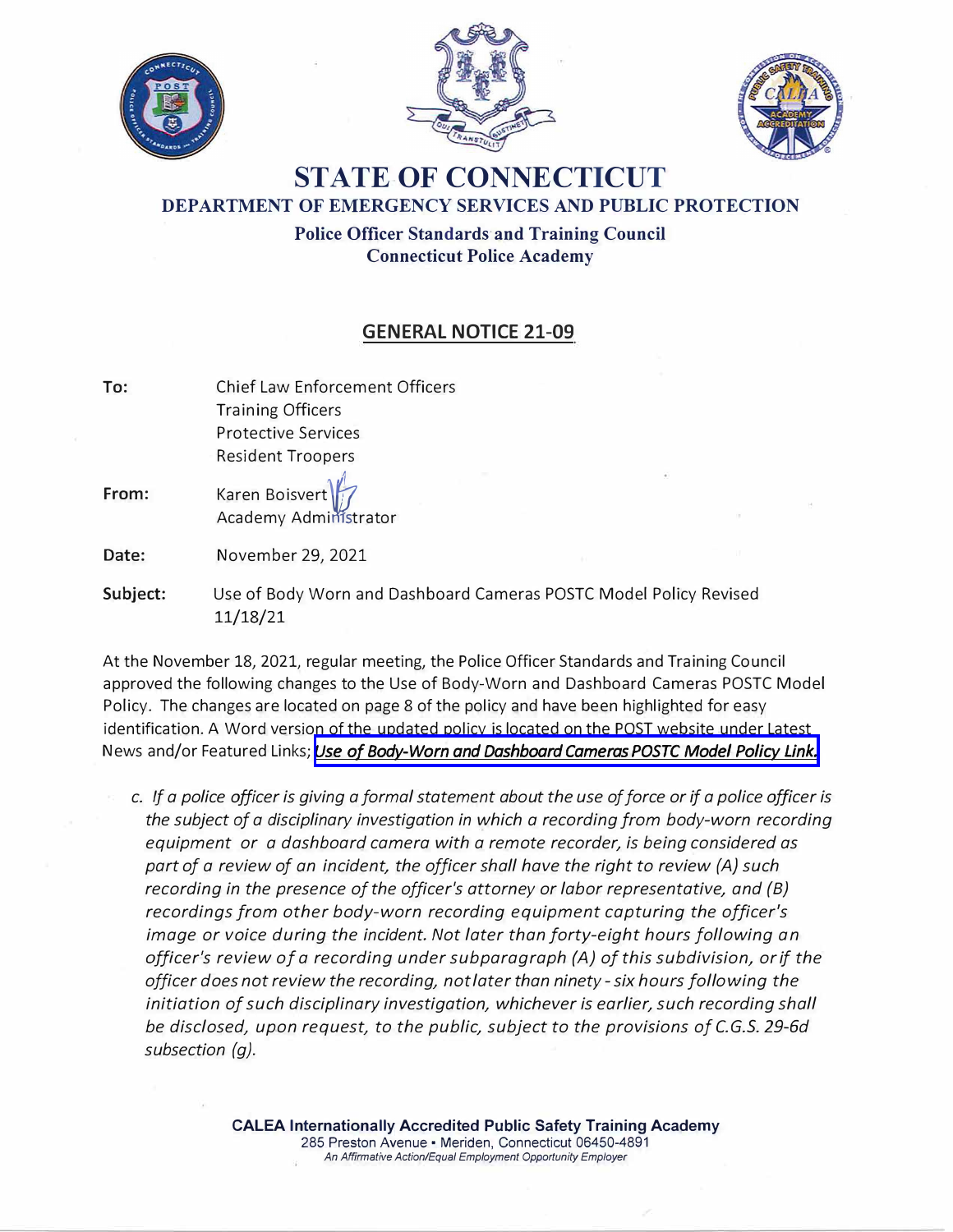# STATE OF CONNECTICUT

## DEPARTMENT OF EMERGENCY SERVICES AND PUBLIC PROTECTION

**Police Officer Standards and Training Council**
**Connecticut Police Academy**

## GENERAL NOTICE 21-09

**To:** Chief Law Enforcement Officers
Training Officers
Protective Services
Resident Troopers

**From:** Karen Boisvert
Academy Administrator

**Date:** November 29, 2021

**Subject:** Use of Body Worn and Dashboard Cameras POSTC Model Policy Revised 11/18/21

At the November 18, 2021, regular meeting, the Police Officer Standards and Training Council approved the following changes to the Use of Body-Worn and Dashboard Cameras POSTC Model Policy. The changes are located on page 8 of the policy and have been highlighted for easy identification. A Word version of the updated policy is located on the POST website under Latest News and/or Featured Links; *Use of Body-Worn and Dashboard Cameras POSTC Model Policy Link.*

*c. If a police officer is giving a formal statement about the use of force or if a police officer is the subject of a disciplinary investigation in which a recording from body-worn recording equipment or a dashboard camera with a remote recorder, is being considered as part of a review of an incident, the officer shall have the right to review (A) such recording in the presence of the officer's attorney or labor representative, and (B) recordings from other body-worn recording equipment capturing the officer's image or voice during the incident. Not later than forty-eight hours following an officer's review of a recording under subparagraph (A) of this subdivision, or if the officer does not review the recording, not later than ninety-six hours following the initiation of such disciplinary investigation, whichever is earlier, such recording shall be disclosed, upon request, to the public, subject to the provisions of C.G.S. 29-6d subsection (g).*

**CALEA Internationally Accredited Public Safety Training Academy**
285 Preston Avenue • Meriden, Connecticut 06450-4891
*An Affirmative Action/Equal Employment Opportunity Employer*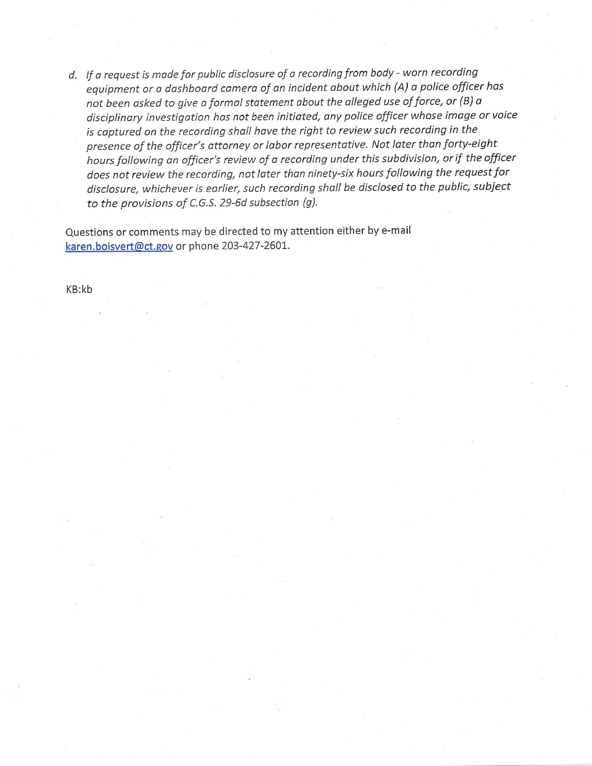d. *If a request is made for public disclosure of a recording from body - worn recording equipment or a dashboard camera of an incident about which (A) a police officer has not been asked to give a formal statement about the alleged use of force, or (B) a disciplinary investigation has not been initiated, any police officer whose image or voice is captured on the recording shall have the right to review such recording in the presence of the officer's attorney or labor representative. Not later than forty-eight hours following an officer's review of a recording under this subdivision, or if the officer does not review the recording, not later than ninety-six hours following the request for disclosure, whichever is earlier, such recording shall be disclosed to the public, subject to the provisions of C.G.S. 29-6d subsection (g).*

Questions or comments may be directed to my attention either by e-mail [karen.boisvert@ct.gov](mailto:karen.boisvert@ct.gov) or phone 203-427-2601.

KB:kb